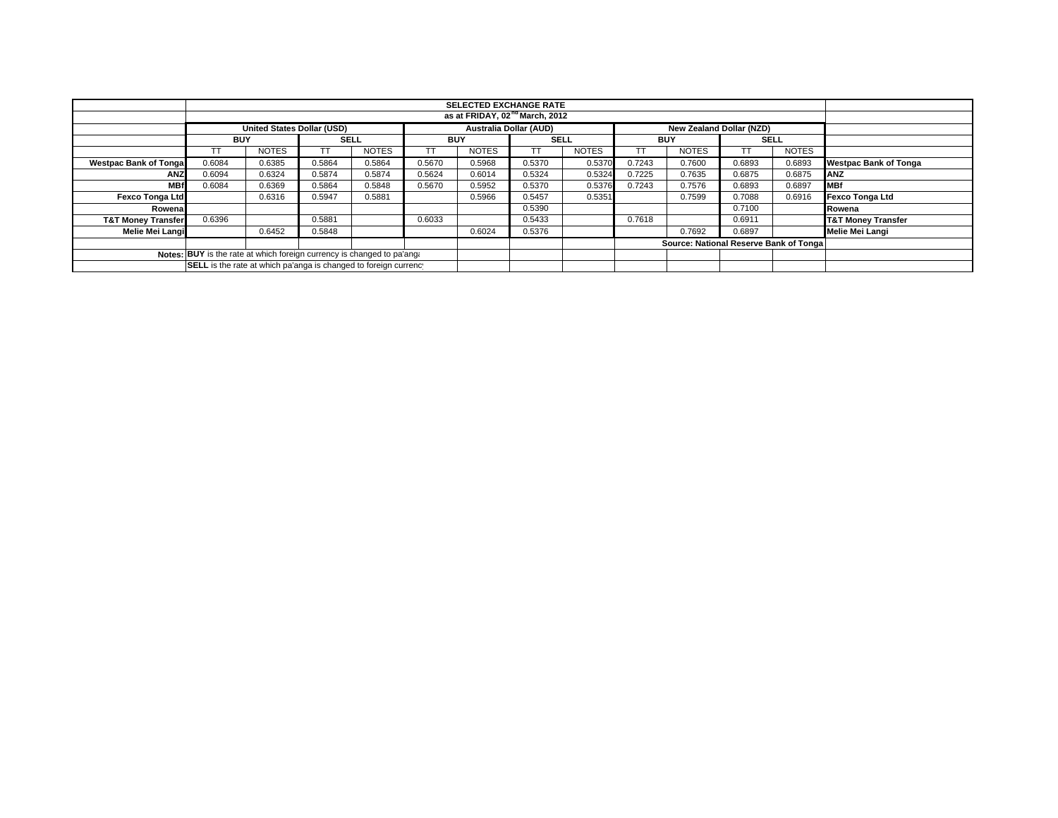| | SELECTED EXCHANGE RATE | | | | | | | | | | | | |
|---|---|---|---|---|---|---|---|---|---|---|---|---|---|
| | as at FRIDAY, 02nd March, 2012 | | | | | | | | | | | | |
| | United States Dollar (USD) | | | | Australia Dollar (AUD) | | | | New Zealand Dollar (NZD) | | | | |
| | BUY | | SELL | | BUY | | SELL | | BUY | | SELL | | |
| | TT | NOTES | TT | NOTES | TT | NOTES | TT | NOTES | TT | NOTES | TT | NOTES | |
| Westpac Bank of Tonga | 0.6084 | 0.6385 | 0.5864 | 0.5864 | 0.5670 | 0.5968 | 0.5370 | 0.5370 | 0.7243 | 0.7600 | 0.6893 | 0.6893 | Westpac Bank of Tonga |
| ANZ | 0.6094 | 0.6324 | 0.5874 | 0.5874 | 0.5624 | 0.6014 | 0.5324 | 0.5324 | 0.7225 | 0.7635 | 0.6875 | 0.6875 | ANZ |
| MBf | 0.6084 | 0.6369 | 0.5864 | 0.5848 | 0.5670 | 0.5952 | 0.5370 | 0.5376 | 0.7243 | 0.7576 | 0.6893 | 0.6897 | MBf |
| Fexco Tonga Ltd | | 0.6316 | 0.5947 | 0.5881 | | 0.5966 | 0.5457 | 0.5351 | | 0.7599 | 0.7088 | 0.6916 | Fexco Tonga Ltd |
| Rowena | | | | | | | 0.5390 | | | | 0.7100 | | Rowena |
| T&T Money Transfer | 0.6396 | | 0.5881 | | 0.6033 | | 0.5433 | | 0.7618 | | 0.6911 | | T&T Money Transfer |
| Melie Mei Langi | | 0.6452 | 0.5848 | | | 0.6024 | 0.5376 | | | 0.7692 | 0.6897 | | Melie Mei Langi |
| | | | | | | | | | Source: National Reserve Bank of Tonga | | | | |
| Notes: | **BUY** is the rate at which foreign currency is changed to pa'anga | | | | | | | | | | | | |
| | **SELL** is the rate at which pa'anga is changed to foreign currency | | | | | | | | | | | | |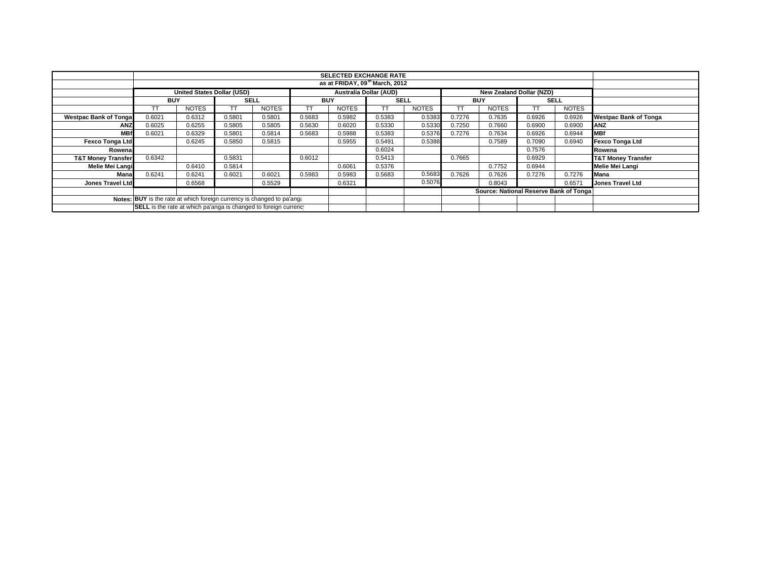## SELECTED EXCHANGE RATE

**as at FRIDAY, 09th March, 2012**

| | United States Dollar (USD) | | | | Australia Dollar (AUD) | | | | New Zealand Dollar (NZD) | | | | |
|---|---|---|---|---|---|---|---|---|---|---|---|---|---|
| | BUY | | SELL | | BUY | | SELL | | BUY | | SELL | | |
| | TT | NOTES | TT | NOTES | TT | NOTES | TT | NOTES | TT | NOTES | TT | NOTES | |
| **Westpac Bank of Tonga** | 0.6021 | 0.6312 | 0.5801 | 0.5801 | 0.5683 | 0.5982 | 0.5383 | 0.5383 | 0.7276 | 0.7635 | 0.6926 | 0.6926 | **Westpac Bank of Tonga** |
| **ANZ** | 0.6025 | 0.6255 | 0.5805 | 0.5805 | 0.5630 | 0.6020 | 0.5330 | 0.5330 | 0.7250 | 0.7660 | 0.6900 | 0.6900 | **ANZ** |
| **MBf** | 0.6021 | 0.6329 | 0.5801 | 0.5814 | 0.5683 | 0.5988 | 0.5383 | 0.5376 | 0.7276 | 0.7634 | 0.6926 | 0.6944 | **MBf** |
| **Fexco Tonga Ltd** | | 0.6245 | 0.5850 | 0.5815 | | 0.5955 | 0.5491 | 0.5388 | | 0.7589 | 0.7090 | 0.6940 | **Fexco Tonga Ltd** |
| **Rowena** | | | | | | | 0.6024 | | | | 0.7576 | | **Rowena** |
| **T&T Money Transfer** | 0.6342 | | 0.5831 | | 0.6012 | | 0.5413 | | 0.7665 | | 0.6929 | | **T&T Money Transfer** |
| **Melie Mei Langi** | | 0.6410 | 0.5814 | | | 0.6061 | 0.5376 | | | 0.7752 | 0.6944 | | **Melie Mei Langi** |
| **Mana** | 0.6241 | 0.6241 | 0.6021 | 0.6021 | 0.5983 | 0.5983 | 0.5683 | 0.5683 | 0.7626 | 0.7626 | 0.7276 | 0.7276 | **Mana** |
| **Jones Travel Ltd** | | 0.6568 | | 0.5529 | | 0.6321 | | 0.5076 | | 0.8043 | | 0.6571 | **Jones Travel Ltd** |

**Source: National Reserve Bank of Tonga**

**Notes:** **BUY** is the rate at which foreign currency is changed to pa'anga

**SELL** is the rate at which pa'anga is changed to foreign currency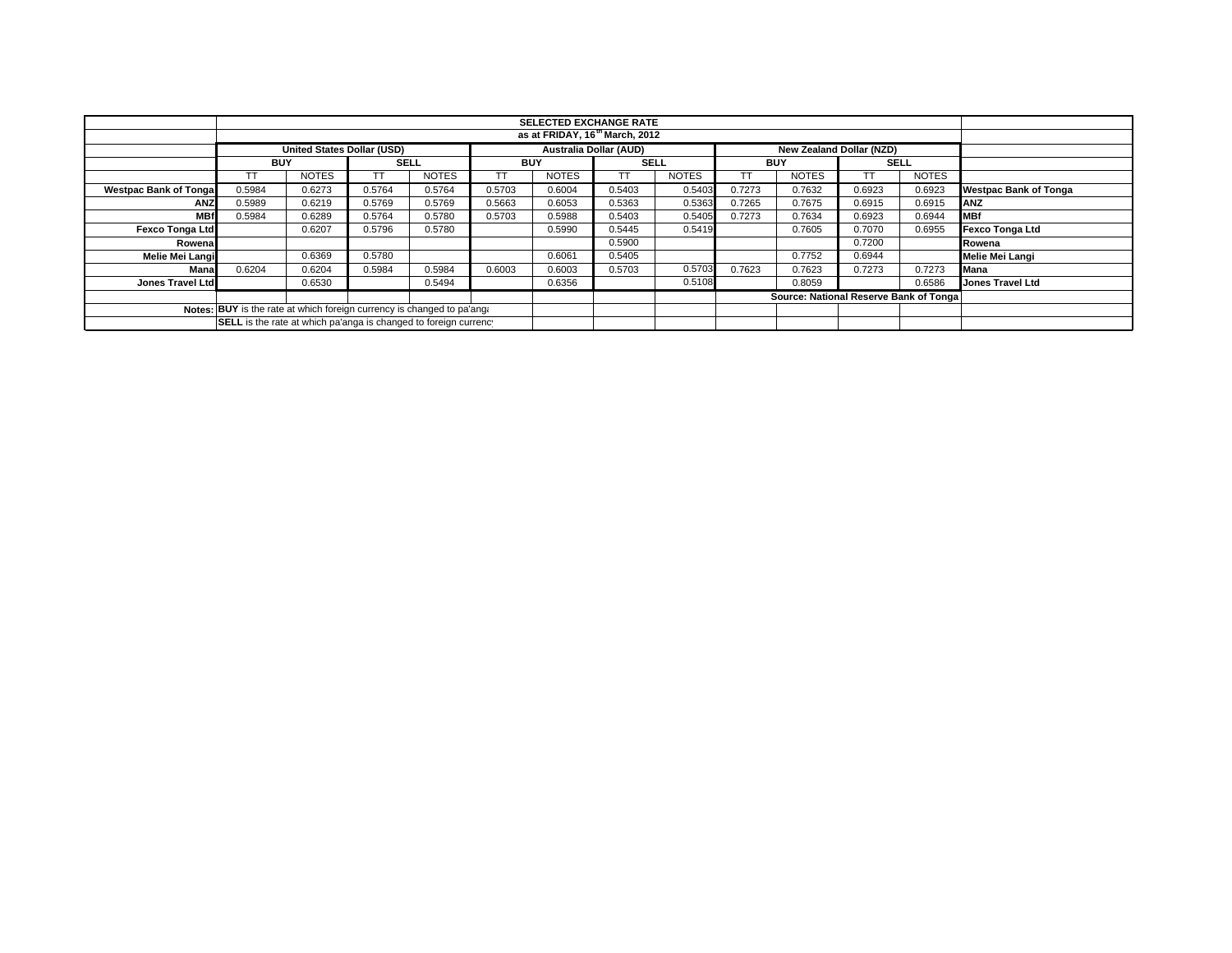| | SELECTED EXCHANGE RATE | | | | | | | | | | | | |
|---|---|---|---|---|---|---|---|---|---|---|---|---|---|
| | as at FRIDAY, 16th March, 2012 | | | | | | | | | | | | |
| | United States Dollar (USD) | | | | Australia Dollar (AUD) | | | | New Zealand Dollar (NZD) | | | | |
| | BUY | | SELL | | BUY | | SELL | | BUY | | SELL | | |
| | TT | NOTES | TT | NOTES | TT | NOTES | TT | NOTES | TT | NOTES | TT | NOTES | |
| **Westpac Bank of Tonga** | 0.5984 | 0.6273 | 0.5764 | 0.5764 | 0.5703 | 0.6004 | 0.5403 | 0.5403 | 0.7273 | 0.7632 | 0.6923 | 0.6923 | **Westpac Bank of Tonga** |
| **ANZ** | 0.5989 | 0.6219 | 0.5769 | 0.5769 | 0.5663 | 0.6053 | 0.5363 | 0.5363 | 0.7265 | 0.7675 | 0.6915 | 0.6915 | **ANZ** |
| **MBf** | 0.5984 | 0.6289 | 0.5764 | 0.5780 | 0.5703 | 0.5988 | 0.5403 | 0.5405 | 0.7273 | 0.7634 | 0.6923 | 0.6944 | **MBf** |
| **Fexco Tonga Ltd** | | 0.6207 | 0.5796 | 0.5780 | | 0.5990 | 0.5445 | 0.5419 | | 0.7605 | 0.7070 | 0.6955 | **Fexco Tonga Ltd** |
| **Rowena** | | | | | | | 0.5900 | | | | 0.7200 | | **Rowena** |
| **Melie Mei Langi** | | 0.6369 | 0.5780 | | | 0.6061 | 0.5405 | | | 0.7752 | 0.6944 | | **Melie Mei Langi** |
| **Mana** | 0.6204 | 0.6204 | 0.5984 | 0.5984 | 0.6003 | 0.6003 | 0.5703 | 0.5703 | 0.7623 | 0.7623 | 0.7273 | 0.7273 | **Mana** |
| **Jones Travel Ltd** | | 0.6530 | | 0.5494 | | 0.6356 | | 0.5108 | | 0.8059 | | 0.6586 | **Jones Travel Ltd** |
| | | | | | | | | | **Source: National Reserve Bank of Tonga** | | | | |
| **Notes:** | **BUY** is the rate at which foreign currency is changed to pa'anga | | | | | | | | | | | | |
| | **SELL** is the rate at which pa'anga is changed to foreign currency | | | | | | | | | | | | |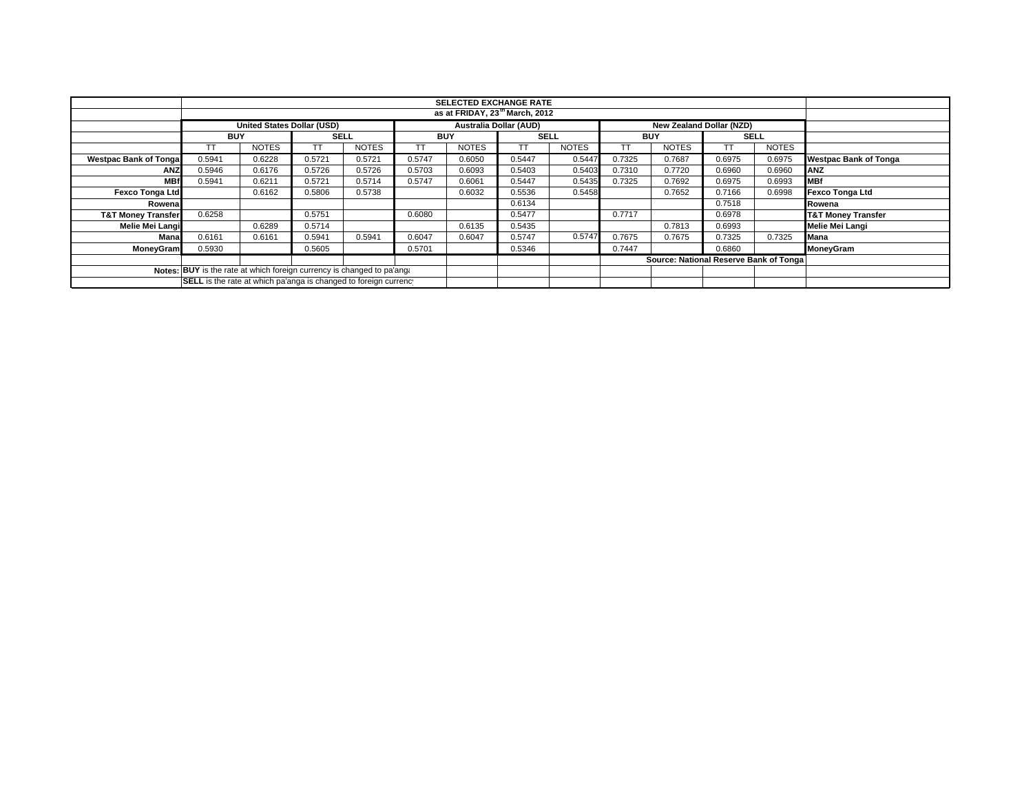| | SELECTED EXCHANGE RATE<br>as at FRIDAY, 23rd March, 2012 | | | | | | | | | | | | |
|---|---|---|---|---|---|---|---|---|---|---|---|---|---|
| | United States Dollar (USD) | | | | Australia Dollar (AUD) | | | | New Zealand Dollar (NZD) | | | | |
| | BUY | | SELL | | BUY | | SELL | | BUY | | SELL | | |
| | TT | NOTES | TT | NOTES | TT | NOTES | TT | NOTES | TT | NOTES | TT | NOTES | |
| **Westpac Bank of Tonga** | 0.5941 | 0.6228 | 0.5721 | 0.5721 | 0.5747 | 0.6050 | 0.5447 | 0.5447 | 0.7325 | 0.7687 | 0.6975 | 0.6975 | **Westpac Bank of Tonga** |
| **ANZ** | 0.5946 | 0.6176 | 0.5726 | 0.5726 | 0.5703 | 0.6093 | 0.5403 | 0.5403 | 0.7310 | 0.7720 | 0.6960 | 0.6960 | **ANZ** |
| **MBf** | 0.5941 | 0.6211 | 0.5721 | 0.5714 | 0.5747 | 0.6061 | 0.5447 | 0.5435 | 0.7325 | 0.7692 | 0.6975 | 0.6993 | **MBf** |
| **Fexco Tonga Ltd** | | 0.6162 | 0.5806 | 0.5738 | | 0.6032 | 0.5536 | 0.5458 | | 0.7652 | 0.7166 | 0.6998 | **Fexco Tonga Ltd** |
| **Rowena** | | | | | | | 0.6134 | | | | 0.7518 | | **Rowena** |
| **T&T Money Transfer** | 0.6258 | | 0.5751 | | 0.6080 | | 0.5477 | | 0.7717 | | 0.6978 | | **T&T Money Transfer** |
| **Melie Mei Langi** | | 0.6289 | 0.5714 | | | 0.6135 | 0.5435 | | | 0.7813 | 0.6993 | | **Melie Mei Langi** |
| **Mana** | 0.6161 | 0.6161 | 0.5941 | 0.5941 | 0.6047 | 0.6047 | 0.5747 | 0.5747 | 0.7675 | 0.7675 | 0.7325 | 0.7325 | **Mana** |
| **MoneyGram** | 0.5930 | | 0.5605 | | 0.5701 | | 0.5346 | | 0.7447 | | 0.6860 | | **MoneyGram** |
| | | | | | | | | | **Source: National Reserve Bank of Tonga** | | | | |
| **Notes:** | **BUY** is the rate at which foreign currency is changed to pa'anga | | | | | | | | | | | | |
| | **SELL** is the rate at which pa'anga is changed to foreign currency | | | | | | | | | | | | |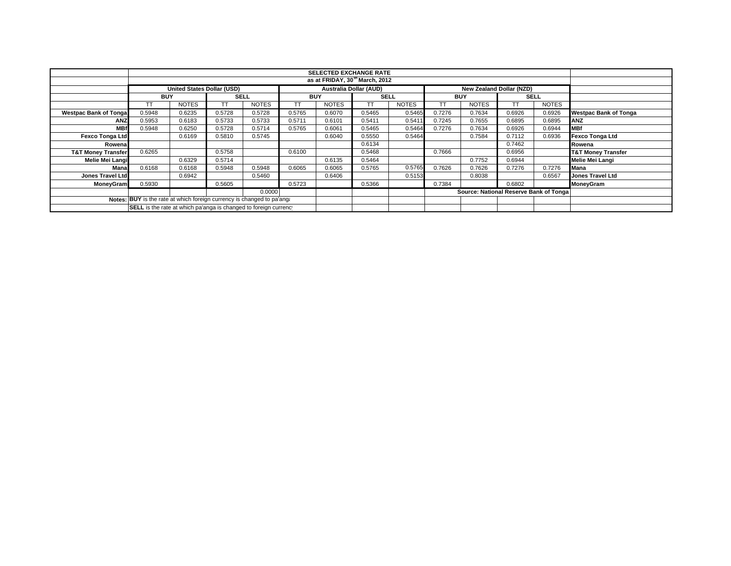| | SELECTED EXCHANGE RATE | | | | | | | | | | | | |
|---|---|---|---|---|---|---|---|---|---|---|---|---|---|
| | as at FRIDAY, 30th March, 2012 | | | | | | | | | | | | |
| | United States Dollar (USD) | | | | Australia Dollar (AUD) | | | | New Zealand Dollar (NZD) | | | | |
| | BUY | | SELL | | BUY | | SELL | | BUY | | SELL | | |
| | TT | NOTES | TT | NOTES | TT | NOTES | TT | NOTES | TT | NOTES | TT | NOTES | |
| Westpac Bank of Tonga | 0.5948 | 0.6235 | 0.5728 | 0.5728 | 0.5765 | 0.6070 | 0.5465 | 0.5465 | 0.7276 | 0.7634 | 0.6926 | 0.6926 | Westpac Bank of Tonga |
| ANZ | 0.5953 | 0.6183 | 0.5733 | 0.5733 | 0.5711 | 0.6101 | 0.5411 | 0.5411 | 0.7245 | 0.7655 | 0.6895 | 0.6895 | ANZ |
| MBf | 0.5948 | 0.6250 | 0.5728 | 0.5714 | 0.5765 | 0.6061 | 0.5465 | 0.5464 | 0.7276 | 0.7634 | 0.6926 | 0.6944 | MBf |
| Fexco Tonga Ltd | | 0.6169 | 0.5810 | 0.5745 | | 0.6040 | 0.5550 | 0.5464 | | 0.7584 | 0.7112 | 0.6936 | Fexco Tonga Ltd |
| Rowena | | | | | | | 0.6134 | | | | 0.7462 | | Rowena |
| T&T Money Transfer | 0.6265 | | 0.5758 | | 0.6100 | | 0.5468 | | 0.7666 | | 0.6956 | | T&T Money Transfer |
| Melie Mei Langi | | 0.6329 | 0.5714 | | | 0.6135 | 0.5464 | | | 0.7752 | 0.6944 | | Melie Mei Langi |
| Mana | 0.6168 | 0.6168 | 0.5948 | 0.5948 | 0.6065 | 0.6065 | 0.5765 | 0.5765 | 0.7626 | 0.7626 | 0.7276 | 0.7276 | Mana |
| Jones Travel Ltd | | 0.6942 | | 0.5460 | | 0.6406 | | 0.5153 | | 0.8038 | | 0.6567 | Jones Travel Ltd |
| MoneyGram | 0.5930 | | 0.5605 | | 0.5723 | | 0.5366 | | 0.7384 | | 0.6802 | | MoneyGram |
| | | | | 0.0000 | | | | | Source: National Reserve Bank of Tonga | | | | |
| Notes: | **BUY** is the rate at which foreign currency is changed to pa'anga | | | | | | | | | | | | |
| | **SELL** is the rate at which pa'anga is changed to foreign currency | | | | | | | | | | | | |